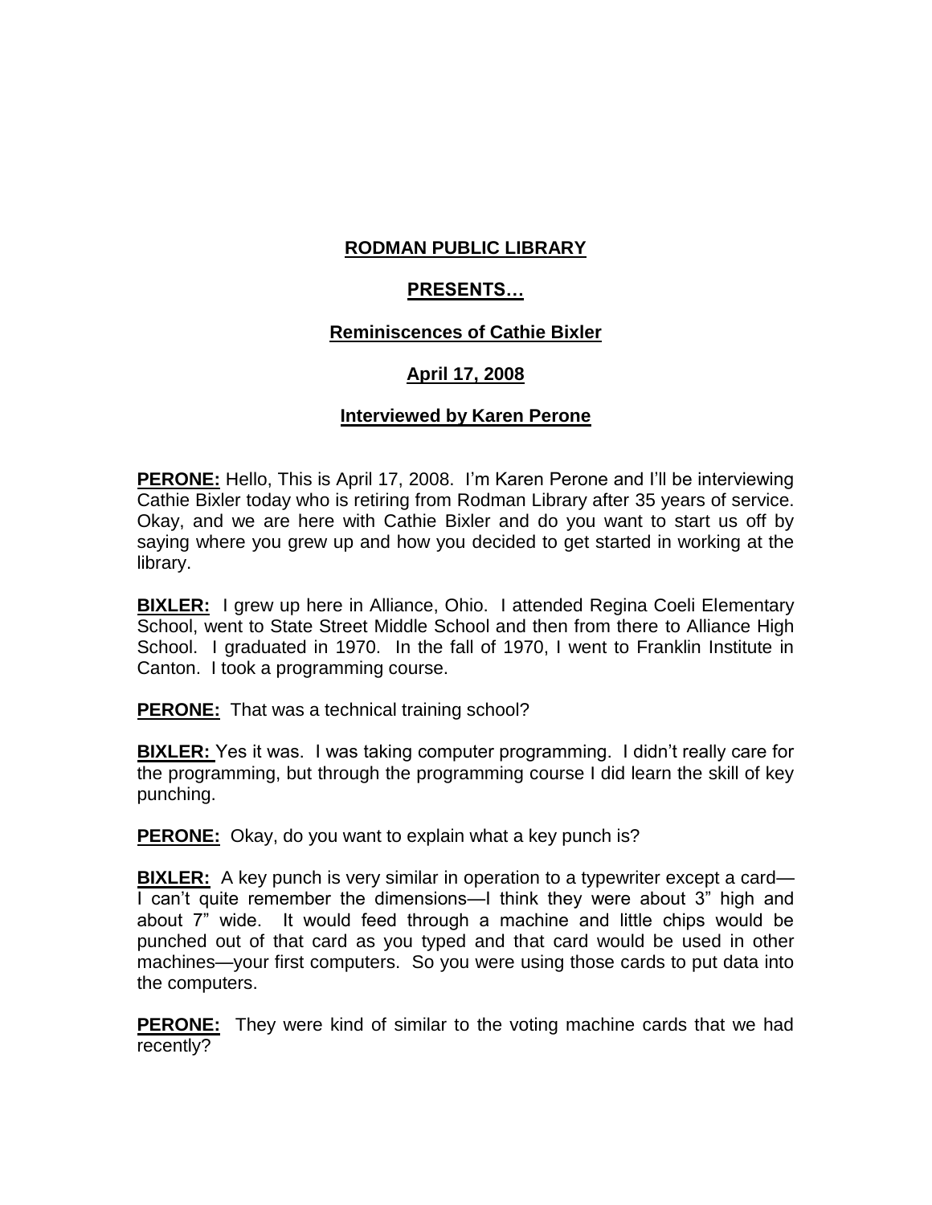**RODMAN PUBLIC LIBRARY**

**PRESENTS…**

**Reminiscences of Cathie Bixler**

**April 17, 2008**

**Interviewed by Karen Perone**

**PERONE:** Hello, This is April 17, 2008. I'm Karen Perone and I'll be interviewing Cathie Bixler today who is retiring from Rodman Library after 35 years of service. Okay, and we are here with Cathie Bixler and do you want to start us off by saying where you grew up and how you decided to get started in working at the library.

**BIXLER:** I grew up here in Alliance, Ohio. I attended Regina Coeli Elementary School, went to State Street Middle School and then from there to Alliance High School. I graduated in 1970. In the fall of 1970, I went to Franklin Institute in Canton. I took a programming course.

**PERONE:** That was a technical training school?

**BIXLER:** Yes it was. I was taking computer programming. I didn't really care for the programming, but through the programming course I did learn the skill of key punching.

**PERONE:** Okay, do you want to explain what a key punch is?

**BIXLER:** A key punch is very similar in operation to a typewriter except a card—I can't quite remember the dimensions—I think they were about 3" high and about 7" wide. It would feed through a machine and little chips would be punched out of that card as you typed and that card would be used in other machines—your first computers. So you were using those cards to put data into the computers.

**PERONE:** They were kind of similar to the voting machine cards that we had recently?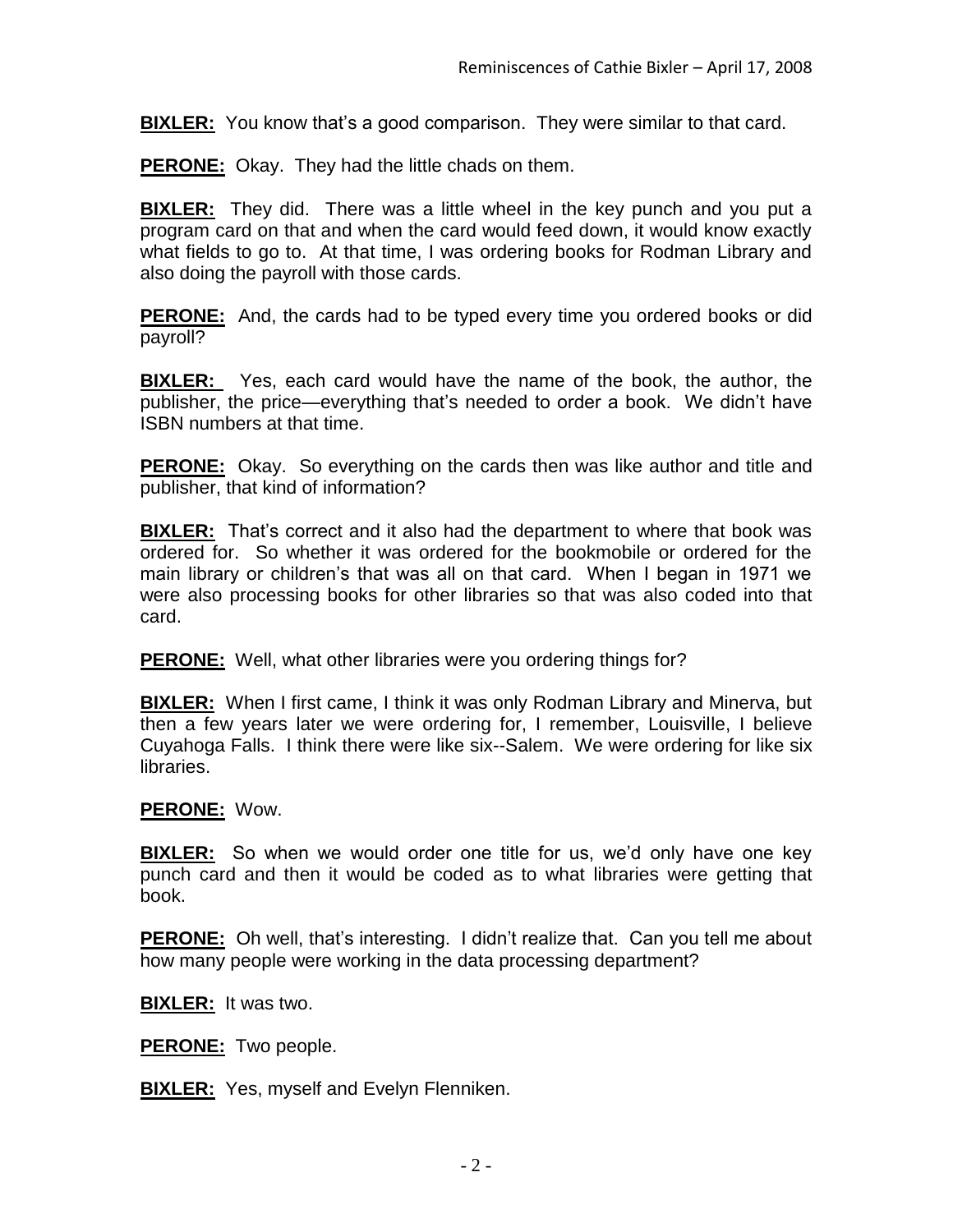**BIXLER:** You know that's a good comparison. They were similar to that card.

**PERONE:** Okay. They had the little chads on them.

**BIXLER:** They did. There was a little wheel in the key punch and you put a program card on that and when the card would feed down, it would know exactly what fields to go to. At that time, I was ordering books for Rodman Library and also doing the payroll with those cards.

**PERONE:** And, the cards had to be typed every time you ordered books or did payroll?

**BIXLER:** Yes, each card would have the name of the book, the author, the publisher, the price—everything that's needed to order a book. We didn't have ISBN numbers at that time.

**PERONE:** Okay. So everything on the cards then was like author and title and publisher, that kind of information?

**BIXLER:** That's correct and it also had the department to where that book was ordered for. So whether it was ordered for the bookmobile or ordered for the main library or children's that was all on that card. When I began in 1971 we were also processing books for other libraries so that was also coded into that card.

**PERONE:** Well, what other libraries were you ordering things for?

**BIXLER:** When I first came, I think it was only Rodman Library and Minerva, but then a few years later we were ordering for, I remember, Louisville, I believe Cuyahoga Falls. I think there were like six--Salem. We were ordering for like six libraries.

**PERONE:** Wow.

**BIXLER:** So when we would order one title for us, we'd only have one key punch card and then it would be coded as to what libraries were getting that book.

**PERONE:** Oh well, that's interesting. I didn't realize that. Can you tell me about how many people were working in the data processing department?

**BIXLER:** It was two.

**PERONE:** Two people.

**BIXLER:** Yes, myself and Evelyn Flenniken.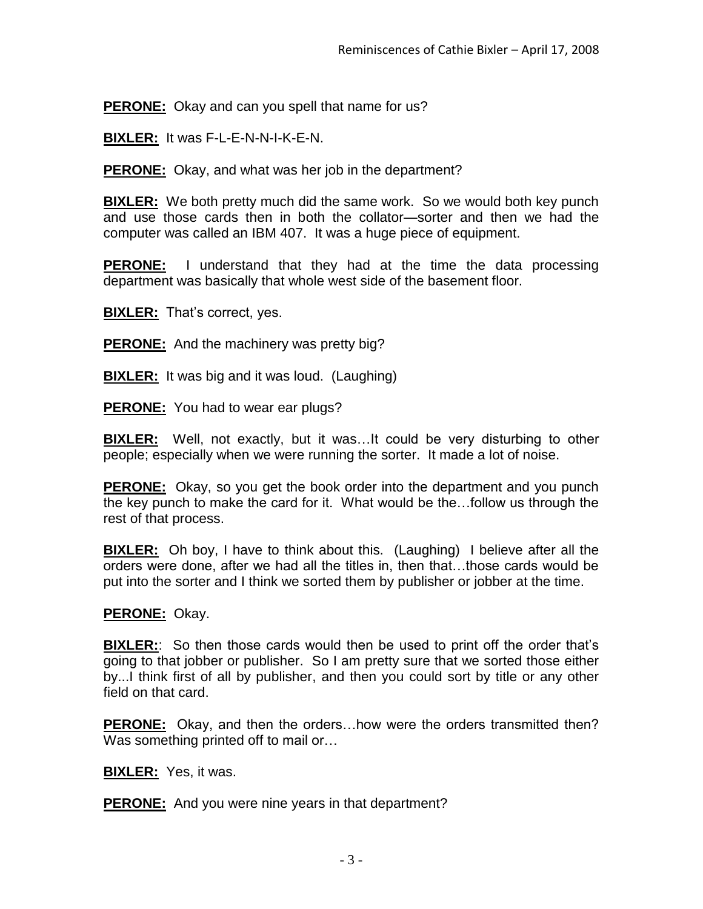**PERONE:** Okay and can you spell that name for us?

**BIXLER:** It was F-L-E-N-N-I-K-E-N.

**PERONE:** Okay, and what was her job in the department?

**BIXLER:** We both pretty much did the same work. So we would both key punch and use those cards then in both the collator—sorter and then we had the computer was called an IBM 407. It was a huge piece of equipment.

**PERONE:** I understand that they had at the time the data processing department was basically that whole west side of the basement floor.

**BIXLER:** That's correct, yes.

**PERONE:** And the machinery was pretty big?

**BIXLER:** It was big and it was loud. (Laughing)

**PERONE:** You had to wear ear plugs?

**BIXLER:** Well, not exactly, but it was…It could be very disturbing to other people; especially when we were running the sorter. It made a lot of noise.

**PERONE:** Okay, so you get the book order into the department and you punch the key punch to make the card for it. What would be the…follow us through the rest of that process.

**BIXLER:** Oh boy, I have to think about this. (Laughing) I believe after all the orders were done, after we had all the titles in, then that…those cards would be put into the sorter and I think we sorted them by publisher or jobber at the time.

**PERONE:** Okay.

**BIXLER:**: So then those cards would then be used to print off the order that's going to that jobber or publisher. So I am pretty sure that we sorted those either by...I think first of all by publisher, and then you could sort by title or any other field on that card.

**PERONE:** Okay, and then the orders…how were the orders transmitted then? Was something printed off to mail or…

**BIXLER:** Yes, it was.

**PERONE:** And you were nine years in that department?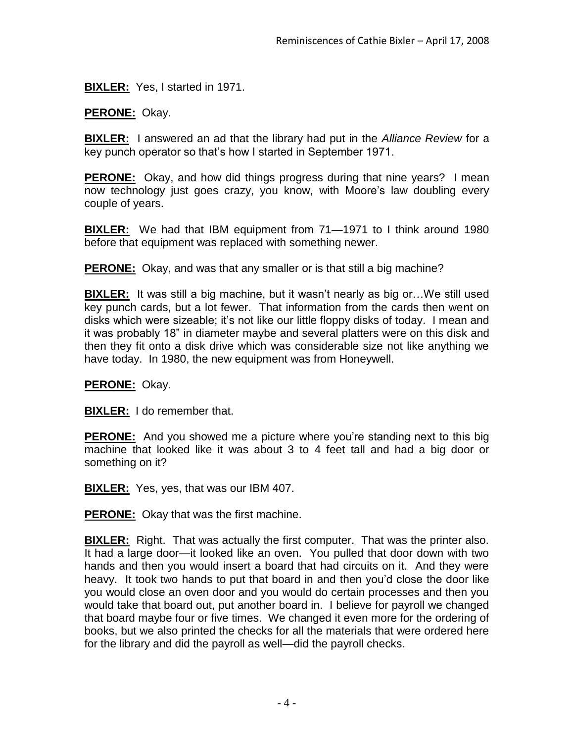**BIXLER:** Yes, I started in 1971.

**PERONE:** Okay.

**BIXLER:** I answered an ad that the library had put in the *Alliance Review* for a key punch operator so that's how I started in September 1971.

**PERONE:** Okay, and how did things progress during that nine years? I mean now technology just goes crazy, you know, with Moore's law doubling every couple of years.

**BIXLER:** We had that IBM equipment from 71—1971 to I think around 1980 before that equipment was replaced with something newer.

**PERONE:** Okay, and was that any smaller or is that still a big machine?

**BIXLER:** It was still a big machine, but it wasn't nearly as big or…We still used key punch cards, but a lot fewer. That information from the cards then went on disks which were sizeable; it's not like our little floppy disks of today. I mean and it was probably 18" in diameter maybe and several platters were on this disk and then they fit onto a disk drive which was considerable size not like anything we have today. In 1980, the new equipment was from Honeywell.

**PERONE:** Okay.

**BIXLER:** I do remember that.

**PERONE:** And you showed me a picture where you're standing next to this big machine that looked like it was about 3 to 4 feet tall and had a big door or something on it?

**BIXLER:** Yes, yes, that was our IBM 407.

**PERONE:** Okay that was the first machine.

**BIXLER:** Right. That was actually the first computer. That was the printer also. It had a large door—it looked like an oven. You pulled that door down with two hands and then you would insert a board that had circuits on it. And they were heavy. It took two hands to put that board in and then you'd close the door like you would close an oven door and you would do certain processes and then you would take that board out, put another board in. I believe for payroll we changed that board maybe four or five times. We changed it even more for the ordering of books, but we also printed the checks for all the materials that were ordered here for the library and did the payroll as well—did the payroll checks.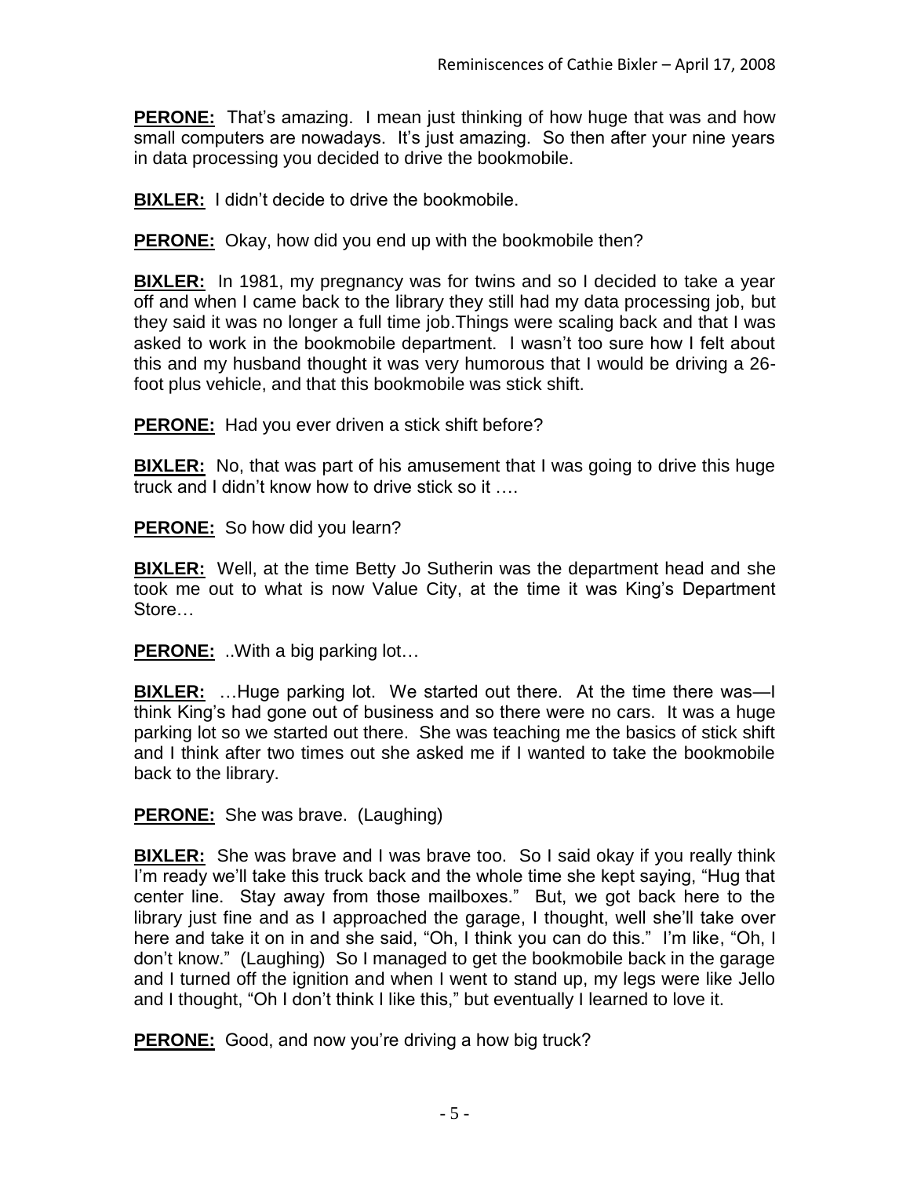**PERONE:** That's amazing. I mean just thinking of how huge that was and how small computers are nowadays. It's just amazing. So then after your nine years in data processing you decided to drive the bookmobile.

**BIXLER:** I didn't decide to drive the bookmobile.

**PERONE:** Okay, how did you end up with the bookmobile then?

**BIXLER:** In 1981, my pregnancy was for twins and so I decided to take a year off and when I came back to the library they still had my data processing job, but they said it was no longer a full time job.Things were scaling back and that I was asked to work in the bookmobile department. I wasn't too sure how I felt about this and my husband thought it was very humorous that I would be driving a 26-foot plus vehicle, and that this bookmobile was stick shift.

**PERONE:** Had you ever driven a stick shift before?

**BIXLER:** No, that was part of his amusement that I was going to drive this huge truck and I didn't know how to drive stick so it ….

**PERONE:** So how did you learn?

**BIXLER:** Well, at the time Betty Jo Sutherin was the department head and she took me out to what is now Value City, at the time it was King's Department Store…

**PERONE:** ..With a big parking lot…

**BIXLER:** …Huge parking lot. We started out there. At the time there was—I think King's had gone out of business and so there were no cars. It was a huge parking lot so we started out there. She was teaching me the basics of stick shift and I think after two times out she asked me if I wanted to take the bookmobile back to the library.

**PERONE:** She was brave. (Laughing)

**BIXLER:** She was brave and I was brave too. So I said okay if you really think I'm ready we'll take this truck back and the whole time she kept saying, "Hug that center line. Stay away from those mailboxes." But, we got back here to the library just fine and as I approached the garage, I thought, well she'll take over here and take it on in and she said, "Oh, I think you can do this." I'm like, "Oh, I don't know." (Laughing) So I managed to get the bookmobile back in the garage and I turned off the ignition and when I went to stand up, my legs were like Jello and I thought, "Oh I don't think I like this," but eventually I learned to love it.

**PERONE:** Good, and now you're driving a how big truck?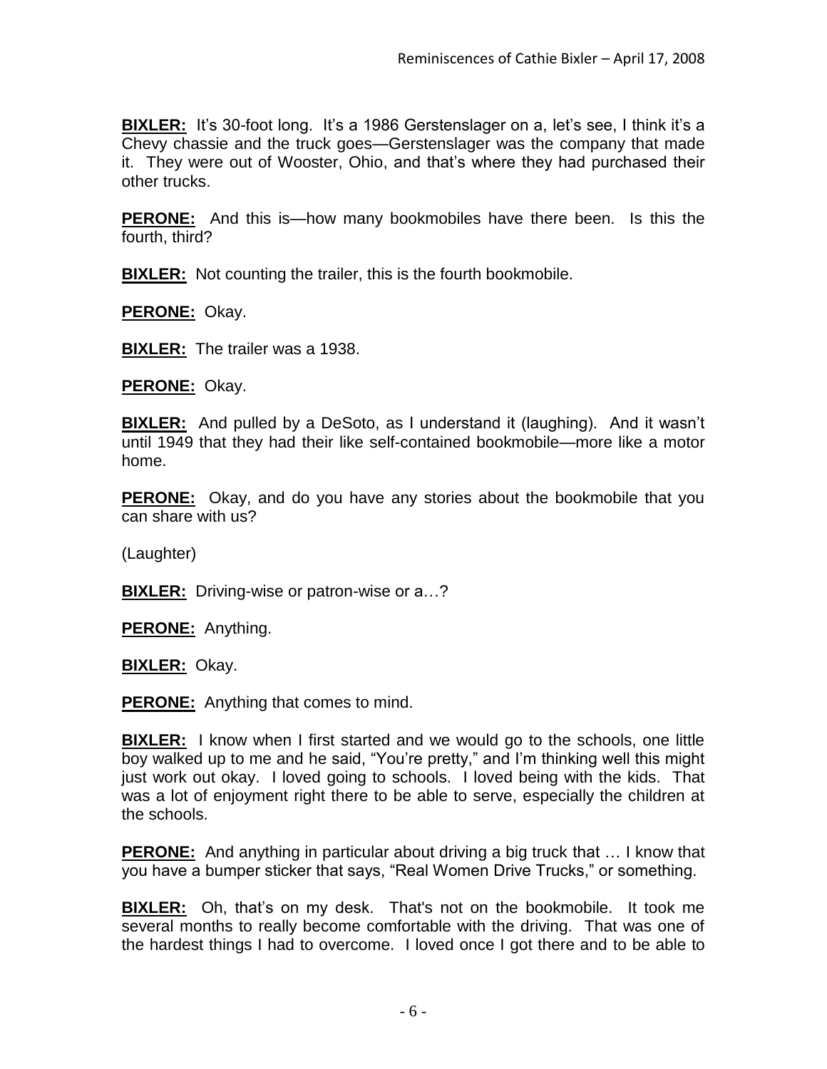**BIXLER:** It's 30-foot long. It's a 1986 Gerstenslager on a, let's see, I think it's a Chevy chassie and the truck goes—Gerstenslager was the company that made it. They were out of Wooster, Ohio, and that's where they had purchased their other trucks.

**PERONE:** And this is—how many bookmobiles have there been. Is this the fourth, third?

**BIXLER:** Not counting the trailer, this is the fourth bookmobile.

**PERONE:** Okay.

**BIXLER:** The trailer was a 1938.

**PERONE:** Okay.

**BIXLER:** And pulled by a DeSoto, as I understand it (laughing). And it wasn't until 1949 that they had their like self-contained bookmobile—more like a motor home.

**PERONE:** Okay, and do you have any stories about the bookmobile that you can share with us?

(Laughter)

**BIXLER:** Driving-wise or patron-wise or a…?

**PERONE:** Anything.

**BIXLER:** Okay.

**PERONE:** Anything that comes to mind.

**BIXLER:** I know when I first started and we would go to the schools, one little boy walked up to me and he said, "You're pretty," and I'm thinking well this might just work out okay. I loved going to schools. I loved being with the kids. That was a lot of enjoyment right there to be able to serve, especially the children at the schools.

**PERONE:** And anything in particular about driving a big truck that … I know that you have a bumper sticker that says, "Real Women Drive Trucks," or something.

**BIXLER:** Oh, that's on my desk. That's not on the bookmobile. It took me several months to really become comfortable with the driving. That was one of the hardest things I had to overcome. I loved once I got there and to be able to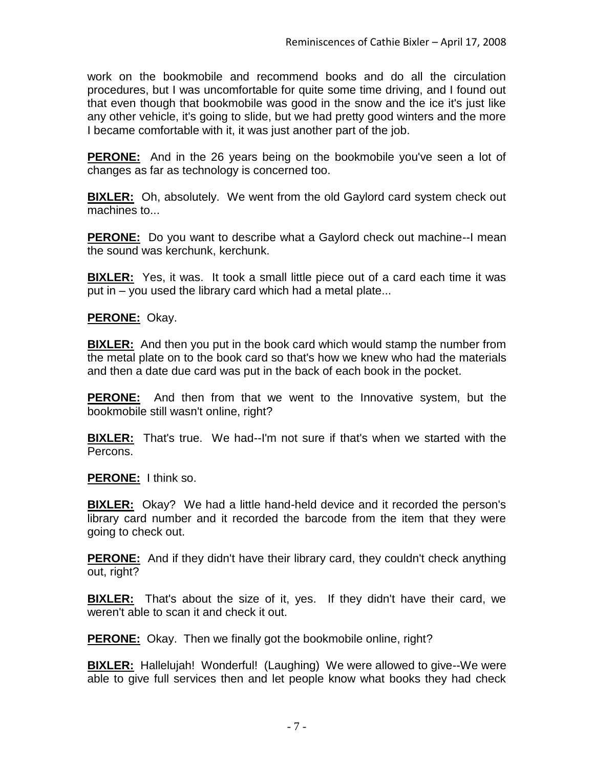work on the bookmobile and recommend books and do all the circulation procedures, but I was uncomfortable for quite some time driving, and I found out that even though that bookmobile was good in the snow and the ice it's just like any other vehicle, it's going to slide, but we had pretty good winters and the more I became comfortable with it, it was just another part of the job.

**PERONE:** And in the 26 years being on the bookmobile you've seen a lot of changes as far as technology is concerned too.

**BIXLER:** Oh, absolutely. We went from the old Gaylord card system check out machines to...

**PERONE:** Do you want to describe what a Gaylord check out machine--I mean the sound was kerchunk, kerchunk.

**BIXLER:** Yes, it was. It took a small little piece out of a card each time it was put in – you used the library card which had a metal plate...

**PERONE:** Okay.

**BIXLER:** And then you put in the book card which would stamp the number from the metal plate on to the book card so that's how we knew who had the materials and then a date due card was put in the back of each book in the pocket.

**PERONE:** And then from that we went to the Innovative system, but the bookmobile still wasn't online, right?

**BIXLER:** That's true. We had--I'm not sure if that's when we started with the Percons.

**PERONE:** I think so.

**BIXLER:** Okay? We had a little hand-held device and it recorded the person's library card number and it recorded the barcode from the item that they were going to check out.

**PERONE:** And if they didn't have their library card, they couldn't check anything out, right?

**BIXLER:** That's about the size of it, yes. If they didn't have their card, we weren't able to scan it and check it out.

**PERONE:** Okay. Then we finally got the bookmobile online, right?

**BIXLER:** Hallelujah! Wonderful! (Laughing) We were allowed to give--We were able to give full services then and let people know what books they had check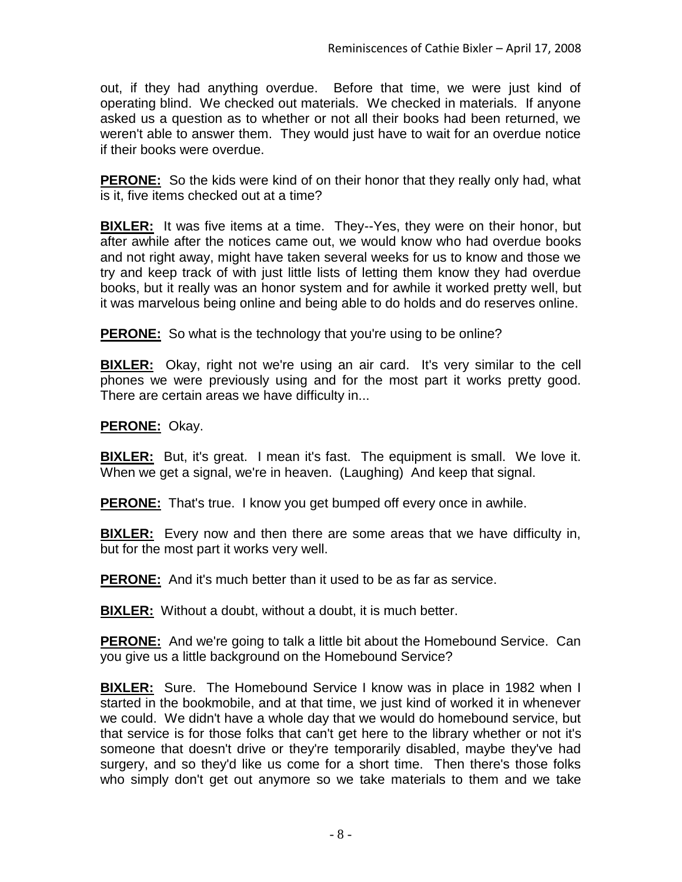out, if they had anything overdue. Before that time, we were just kind of operating blind. We checked out materials. We checked in materials. If anyone asked us a question as to whether or not all their books had been returned, we weren't able to answer them. They would just have to wait for an overdue notice if their books were overdue.

**PERONE:** So the kids were kind of on their honor that they really only had, what is it, five items checked out at a time?

**BIXLER:** It was five items at a time. They--Yes, they were on their honor, but after awhile after the notices came out, we would know who had overdue books and not right away, might have taken several weeks for us to know and those we try and keep track of with just little lists of letting them know they had overdue books, but it really was an honor system and for awhile it worked pretty well, but it was marvelous being online and being able to do holds and do reserves online.

**PERONE:** So what is the technology that you're using to be online?

**BIXLER:** Okay, right not we're using an air card. It's very similar to the cell phones we were previously using and for the most part it works pretty good. There are certain areas we have difficulty in...

**PERONE:** Okay.

**BIXLER:** But, it's great. I mean it's fast. The equipment is small. We love it. When we get a signal, we're in heaven. (Laughing) And keep that signal.

**PERONE:** That's true. I know you get bumped off every once in awhile.

**BIXLER:** Every now and then there are some areas that we have difficulty in, but for the most part it works very well.

**PERONE:** And it's much better than it used to be as far as service.

**BIXLER:** Without a doubt, without a doubt, it is much better.

**PERONE:** And we're going to talk a little bit about the Homebound Service. Can you give us a little background on the Homebound Service?

**BIXLER:** Sure. The Homebound Service I know was in place in 1982 when I started in the bookmobile, and at that time, we just kind of worked it in whenever we could. We didn't have a whole day that we would do homebound service, but that service is for those folks that can't get here to the library whether or not it's someone that doesn't drive or they're temporarily disabled, maybe they've had surgery, and so they'd like us come for a short time. Then there's those folks who simply don't get out anymore so we take materials to them and we take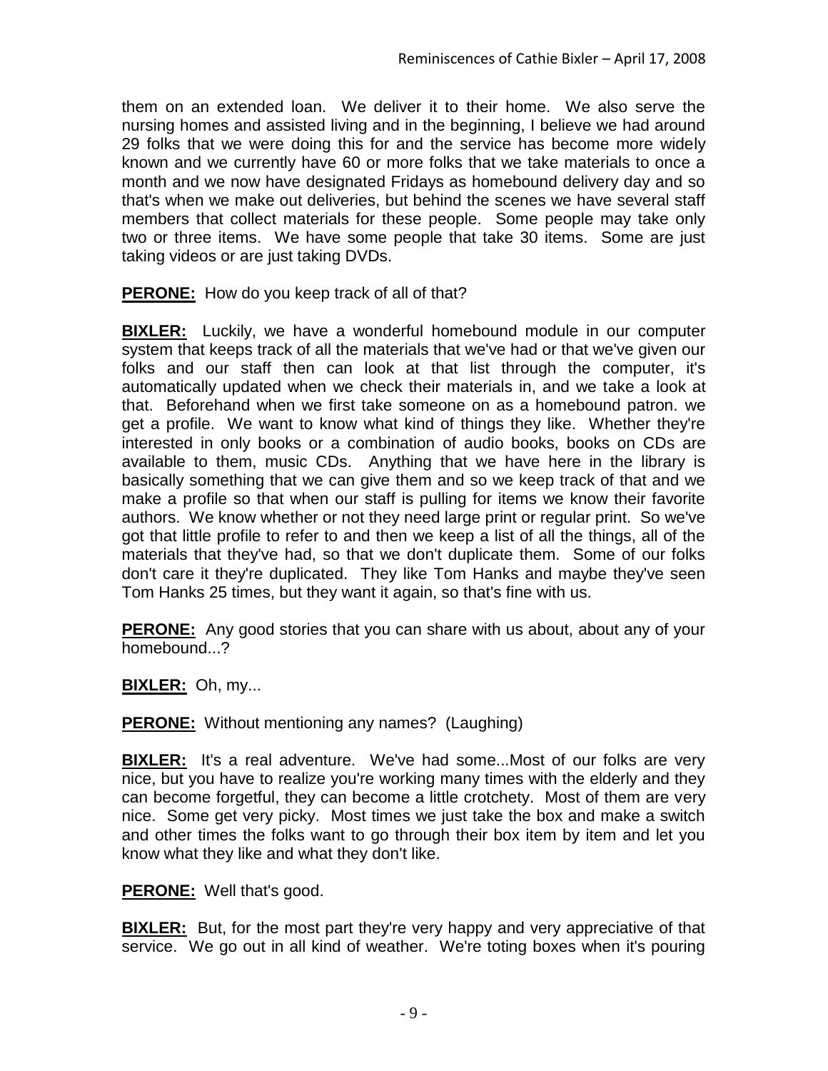them on an extended loan. We deliver it to their home. We also serve the nursing homes and assisted living and in the beginning, I believe we had around 29 folks that we were doing this for and the service has become more widely known and we currently have 60 or more folks that we take materials to once a month and we now have designated Fridays as homebound delivery day and so that's when we make out deliveries, but behind the scenes we have several staff members that collect materials for these people. Some people may take only two or three items. We have some people that take 30 items. Some are just taking videos or are just taking DVDs.

**PERONE:** How do you keep track of all of that?

**BIXLER:** Luckily, we have a wonderful homebound module in our computer system that keeps track of all the materials that we've had or that we've given our folks and our staff then can look at that list through the computer, it's automatically updated when we check their materials in, and we take a look at that. Beforehand when we first take someone on as a homebound patron. we get a profile. We want to know what kind of things they like. Whether they're interested in only books or a combination of audio books, books on CDs are available to them, music CDs. Anything that we have here in the library is basically something that we can give them and so we keep track of that and we make a profile so that when our staff is pulling for items we know their favorite authors. We know whether or not they need large print or regular print. So we've got that little profile to refer to and then we keep a list of all the things, all of the materials that they've had, so that we don't duplicate them. Some of our folks don't care it they're duplicated. They like Tom Hanks and maybe they've seen Tom Hanks 25 times, but they want it again, so that's fine with us.

**PERONE:** Any good stories that you can share with us about, about any of your homebound...?

**BIXLER:** Oh, my...

**PERONE:** Without mentioning any names? (Laughing)

**BIXLER:** It's a real adventure. We've had some...Most of our folks are very nice, but you have to realize you're working many times with the elderly and they can become forgetful, they can become a little crotchety. Most of them are very nice. Some get very picky. Most times we just take the box and make a switch and other times the folks want to go through their box item by item and let you know what they like and what they don't like.

**PERONE:** Well that's good.

**BIXLER:** But, for the most part they're very happy and very appreciative of that service. We go out in all kind of weather. We're toting boxes when it's pouring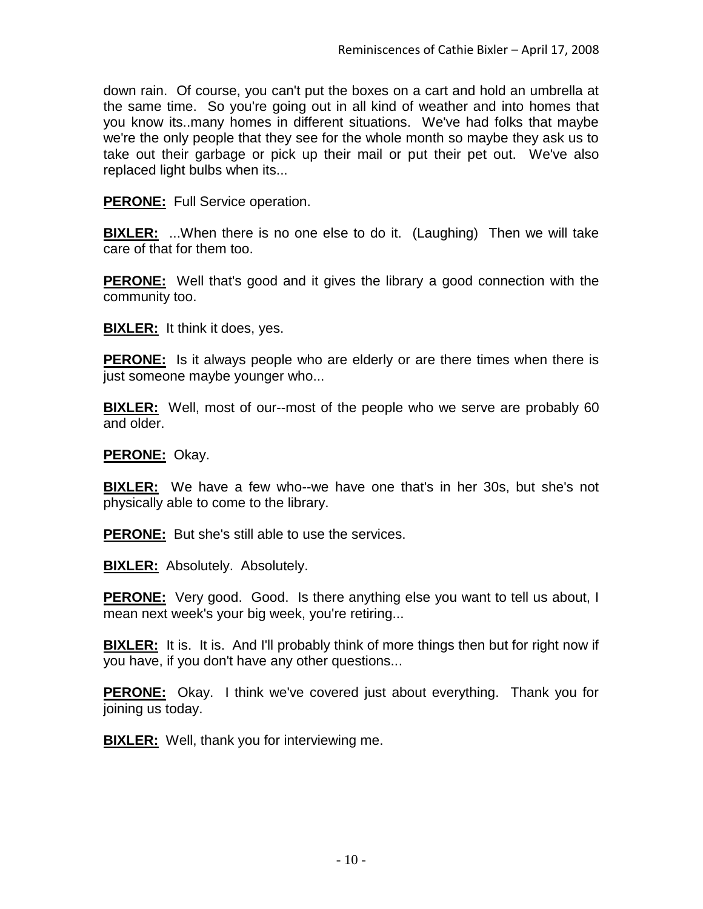down rain. Of course, you can't put the boxes on a cart and hold an umbrella at the same time. So you're going out in all kind of weather and into homes that you know its..many homes in different situations. We've had folks that maybe we're the only people that they see for the whole month so maybe they ask us to take out their garbage or pick up their mail or put their pet out. We've also replaced light bulbs when its...

**PERONE:** Full Service operation.

**BIXLER:** ...When there is no one else to do it. (Laughing) Then we will take care of that for them too.

**PERONE:** Well that's good and it gives the library a good connection with the community too.

**BIXLER:** It think it does, yes.

**PERONE:** Is it always people who are elderly or are there times when there is just someone maybe younger who...

**BIXLER:** Well, most of our--most of the people who we serve are probably 60 and older.

**PERONE:** Okay.

**BIXLER:** We have a few who--we have one that's in her 30s, but she's not physically able to come to the library.

**PERONE:** But she's still able to use the services.

**BIXLER:** Absolutely. Absolutely.

**PERONE:** Very good. Good. Is there anything else you want to tell us about, I mean next week's your big week, you're retiring...

**BIXLER:** It is. It is. And I'll probably think of more things then but for right now if you have, if you don't have any other questions...

**PERONE:** Okay. I think we've covered just about everything. Thank you for joining us today.

**BIXLER:** Well, thank you for interviewing me.